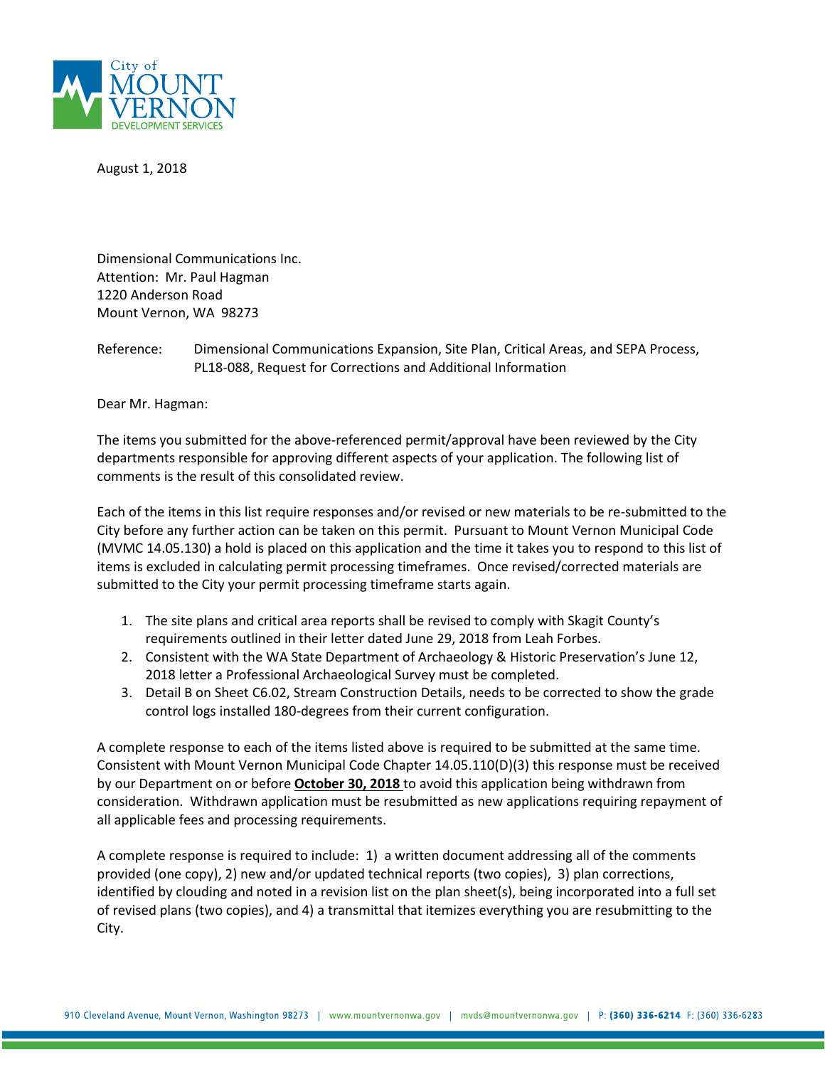City of
MOUNT
VERNON
DEVELOPMENT SERVICES

August 1, 2018

Dimensional Communications Inc.
Attention: Mr. Paul Hagman
1220 Anderson Road
Mount Vernon, WA 98273

Reference: Dimensional Communications Expansion, Site Plan, Critical Areas, and SEPA Process, PL18-088, Request for Corrections and Additional Information

Dear Mr. Hagman:

The items you submitted for the above-referenced permit/approval have been reviewed by the City departments responsible for approving different aspects of your application. The following list of comments is the result of this consolidated review.

Each of the items in this list require responses and/or revised or new materials to be re-submitted to the City before any further action can be taken on this permit. Pursuant to Mount Vernon Municipal Code (MVMC 14.05.130) a hold is placed on this application and the time it takes you to respond to this list of items is excluded in calculating permit processing timeframes. Once revised/corrected materials are submitted to the City your permit processing timeframe starts again.

1. The site plans and critical area reports shall be revised to comply with Skagit County's requirements outlined in their letter dated June 29, 2018 from Leah Forbes.
2. Consistent with the WA State Department of Archaeology & Historic Preservation's June 12, 2018 letter a Professional Archaeological Survey must be completed.
3. Detail B on Sheet C6.02, Stream Construction Details, needs to be corrected to show the grade control logs installed 180-degrees from their current configuration.

A complete response to each of the items listed above is required to be submitted at the same time. Consistent with Mount Vernon Municipal Code Chapter 14.05.110(D)(3) this response must be received by our Department on or before **October 30, 2018** to avoid this application being withdrawn from consideration. Withdrawn application must be resubmitted as new applications requiring repayment of all applicable fees and processing requirements.

A complete response is required to include: 1) a written document addressing all of the comments provided (one copy), 2) new and/or updated technical reports (two copies), 3) plan corrections, identified by clouding and noted in a revision list on the plan sheet(s), being incorporated into a full set of revised plans (two copies), and 4) a transmittal that itemizes everything you are resubmitting to the City.

910 Cleveland Avenue, Mount Vernon, Washington 98273 | www.mountvernonwa.gov | mvds@mountvernonwa.gov | P: (360) 336-6214 F: (360) 336-6283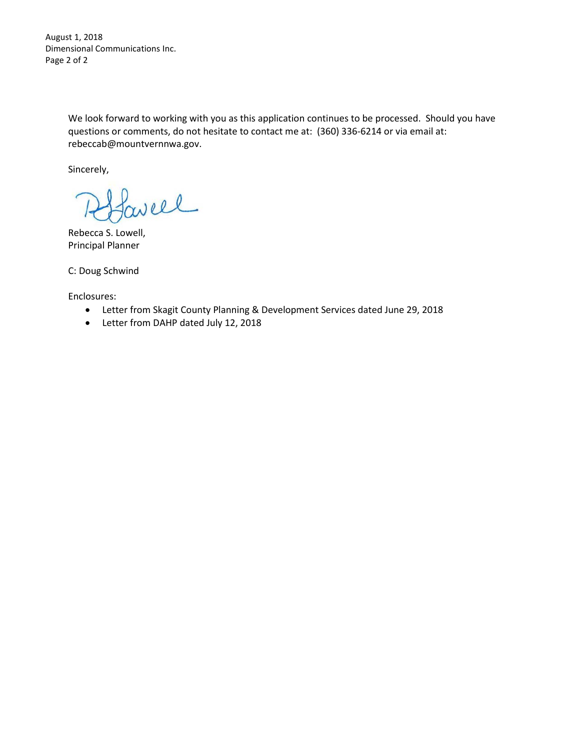We look forward to working with you as this application continues to be processed. Should you have questions or comments, do not hesitate to contact me at: (360) 336-6214 or via email at: rebeccab@mountvernnwa.gov.

Sincerely,

Rebecca S. Lowell,
Principal Planner

C: Doug Schwind

Enclosures:

- Letter from Skagit County Planning & Development Services dated June 29, 2018
- Letter from DAHP dated July 12, 2018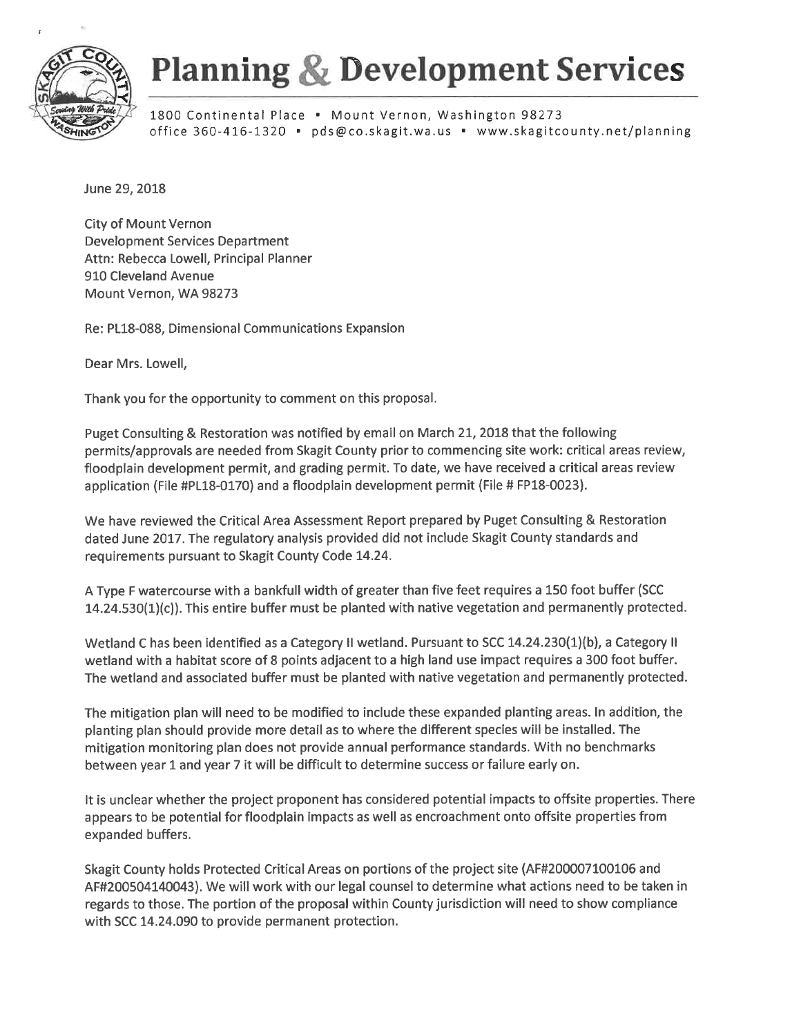# Planning & Development Services

1800 Continental Place • Mount Vernon, Washington 98273
office 360-416-1320 • pds@co.skagit.wa.us • www.skagitcounty.net/planning

June 29, 2018

City of Mount Vernon
Development Services Department
Attn: Rebecca Lowell, Principal Planner
910 Cleveland Avenue
Mount Vernon, WA 98273

Re: PL18-088, Dimensional Communications Expansion

Dear Mrs. Lowell,

Thank you for the opportunity to comment on this proposal.

Puget Consulting & Restoration was notified by email on March 21, 2018 that the following permits/approvals are needed from Skagit County prior to commencing site work: critical areas review, floodplain development permit, and grading permit. To date, we have received a critical areas review application (File #PL18-0170) and a floodplain development permit (File # FP18-0023).

We have reviewed the Critical Area Assessment Report prepared by Puget Consulting & Restoration dated June 2017. The regulatory analysis provided did not include Skagit County standards and requirements pursuant to Skagit County Code 14.24.

A Type F watercourse with a bankfull width of greater than five feet requires a 150 foot buffer (SCC 14.24.530(1)(c)). This entire buffer must be planted with native vegetation and permanently protected.

Wetland C has been identified as a Category II wetland. Pursuant to SCC 14.24.230(1)(b), a Category II wetland with a habitat score of 8 points adjacent to a high land use impact requires a 300 foot buffer. The wetland and associated buffer must be planted with native vegetation and permanently protected.

The mitigation plan will need to be modified to include these expanded planting areas. In addition, the planting plan should provide more detail as to where the different species will be installed. The mitigation monitoring plan does not provide annual performance standards. With no benchmarks between year 1 and year 7 it will be difficult to determine success or failure early on.

It is unclear whether the project proponent has considered potential impacts to offsite properties. There appears to be potential for floodplain impacts as well as encroachment onto offsite properties from expanded buffers.

Skagit County holds Protected Critical Areas on portions of the project site (AF#200007100106 and AF#200504140043). We will work with our legal counsel to determine what actions need to be taken in regards to those. The portion of the proposal within County jurisdiction will need to show compliance with SCC 14.24.090 to provide permanent protection.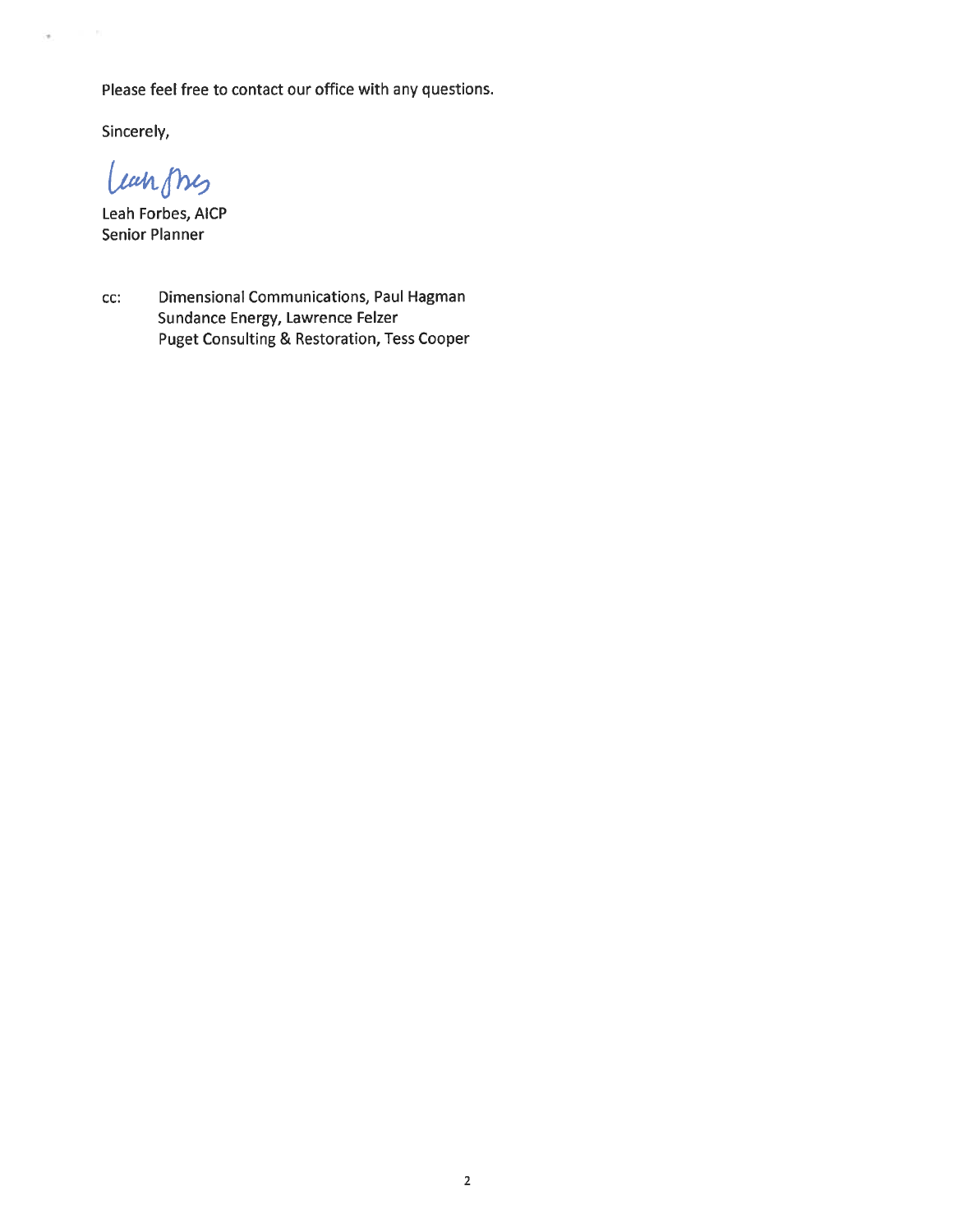Please feel free to contact our office with any questions.

Sincerely,

Leah Forbes, AICP
Senior Planner

cc: Dimensional Communications, Paul Hagman
Sundance Energy, Lawrence Felzer
Puget Consulting & Restoration, Tess Cooper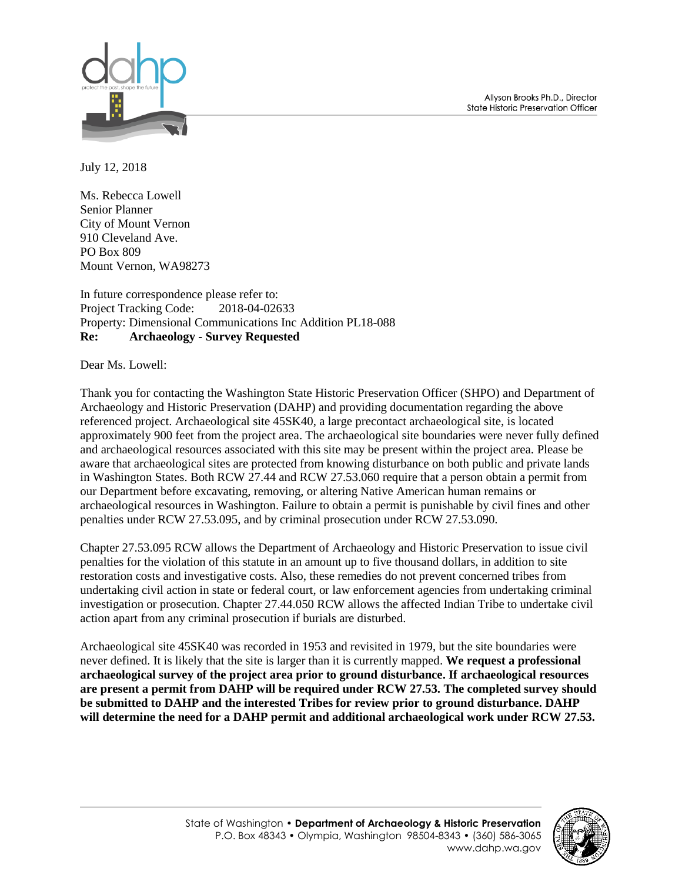Allyson Brooks Ph.D., Director
State Historic Preservation Officer

July 12, 2018

Ms. Rebecca Lowell
Senior Planner
City of Mount Vernon
910 Cleveland Ave.
PO Box 809
Mount Vernon, WA98273

In future correspondence please refer to:
Project Tracking Code: 2018-04-02633
Property: Dimensional Communications Inc Addition PL18-088
**Re: Archaeology - Survey Requested**

Dear Ms. Lowell:

Thank you for contacting the Washington State Historic Preservation Officer (SHPO) and Department of Archaeology and Historic Preservation (DAHP) and providing documentation regarding the above referenced project. Archaeological site 45SK40, a large precontact archaeological site, is located approximately 900 feet from the project area. The archaeological site boundaries were never fully defined and archaeological resources associated with this site may be present within the project area. Please be aware that archaeological sites are protected from knowing disturbance on both public and private lands in Washington States. Both RCW 27.44 and RCW 27.53.060 require that a person obtain a permit from our Department before excavating, removing, or altering Native American human remains or archaeological resources in Washington. Failure to obtain a permit is punishable by civil fines and other penalties under RCW 27.53.095, and by criminal prosecution under RCW 27.53.090.

Chapter 27.53.095 RCW allows the Department of Archaeology and Historic Preservation to issue civil penalties for the violation of this statute in an amount up to five thousand dollars, in addition to site restoration costs and investigative costs. Also, these remedies do not prevent concerned tribes from undertaking civil action in state or federal court, or law enforcement agencies from undertaking criminal investigation or prosecution. Chapter 27.44.050 RCW allows the affected Indian Tribe to undertake civil action apart from any criminal prosecution if burials are disturbed.

Archaeological site 45SK40 was recorded in 1953 and revisited in 1979, but the site boundaries were never defined. It is likely that the site is larger than it is currently mapped. **We request a professional archaeological survey of the project area prior to ground disturbance. If archaeological resources are present a permit from DAHP will be required under RCW 27.53. The completed survey should be submitted to DAHP and the interested Tribes for review prior to ground disturbance. DAHP will determine the need for a DAHP permit and additional archaeological work under RCW 27.53.**

State of Washington • **Department of Archaeology & Historic Preservation**
P.O. Box 48343 • Olympia, Washington 98504-8343 • (360) 586-3065
www.dahp.wa.gov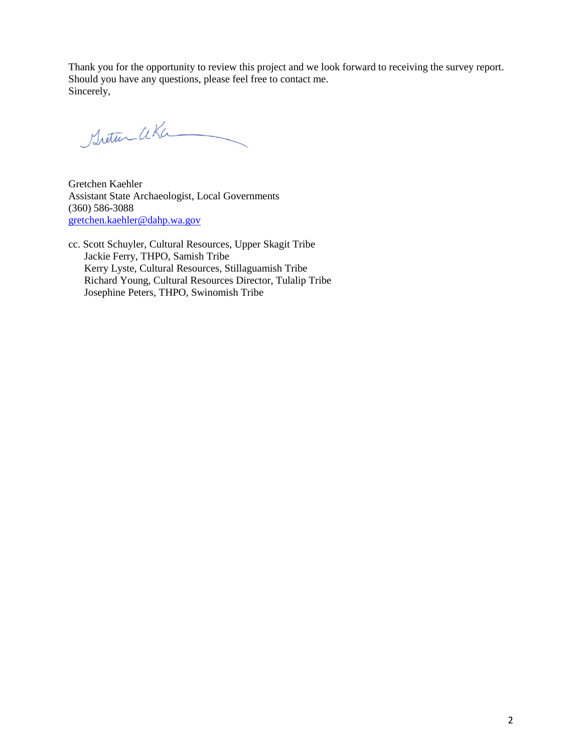Thank you for the opportunity to review this project and we look forward to receiving the survey report. Should you have any questions, please feel free to contact me.
Sincerely,

Gretchen Kaehler
Assistant State Archaeologist, Local Governments
(360) 586-3088
gretchen.kaehler@dahp.wa.gov

cc. Scott Schuyler, Cultural Resources, Upper Skagit Tribe
Jackie Ferry, THPO, Samish Tribe
Kerry Lyste, Cultural Resources, Stillaguamish Tribe
Richard Young, Cultural Resources Director, Tulalip Tribe
Josephine Peters, THPO, Swinomish Tribe